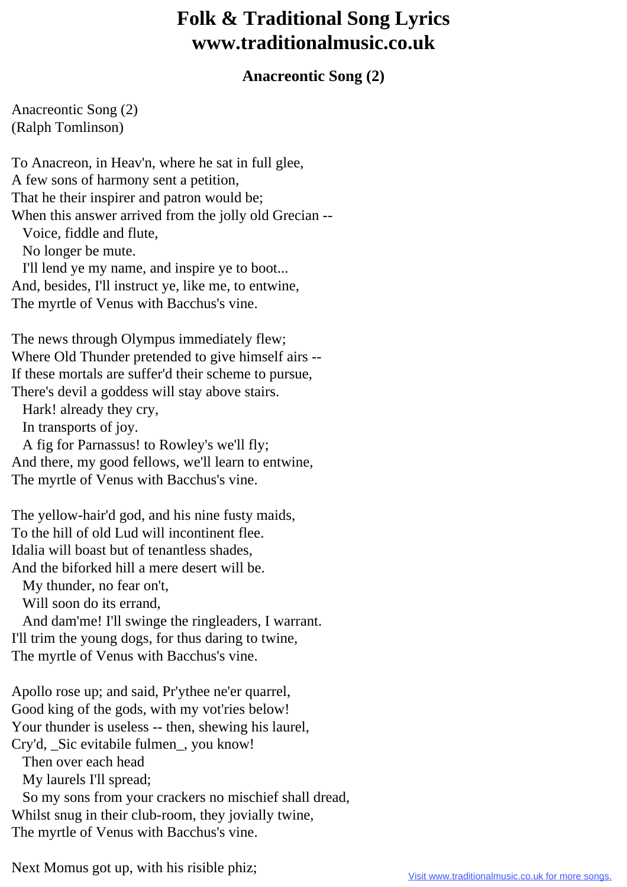# Folk & Traditional Song Lyrics
# www.traditionalmusic.co.uk

### Anacreontic Song (2)

Anacreontic Song (2)
(Ralph Tomlinson)

To Anacreon, in Heav'n, where he sat in full glee,
A few sons of harmony sent a petition,
That he their inspirer and patron would be;
When this answer arrived from the jolly old Grecian --
  Voice, fiddle and flute,
  No longer be mute.
  I'll lend ye my name, and inspire ye to boot...
And, besides, I'll instruct ye, like me, to entwine,
The myrtle of Venus with Bacchus's vine.

The news through Olympus immediately flew;
Where Old Thunder pretended to give himself airs --
If these mortals are suffer'd their scheme to pursue,
There's devil a goddess will stay above stairs.
  Hark! already they cry,
  In transports of joy.
  A fig for Parnassus! to Rowley's we'll fly;
And there, my good fellows, we'll learn to entwine,
The myrtle of Venus with Bacchus's vine.

The yellow-hair'd god, and his nine fusty maids,
To the hill of old Lud will incontinent flee.
Idalia will boast but of tenantless shades,
And the biforked hill a mere desert will be.
  My thunder, no fear on't,
  Will soon do its errand,
  And dam'me! I'll swinge the ringleaders, I warrant.
I'll trim the young dogs, for thus daring to twine,
The myrtle of Venus with Bacchus's vine.

Apollo rose up; and said, Pr'ythee ne'er quarrel,
Good king of the gods, with my vot'ries below!
Your thunder is useless -- then, shewing his laurel,
Cry'd, _Sic evitabile fulmen_, you know!
  Then over each head
  My laurels I'll spread;
  So my sons from your crackers no mischief shall dread,
Whilst snug in their club-room, they jovially twine,
The myrtle of Venus with Bacchus's vine.

Next Momus got up, with his risible phiz;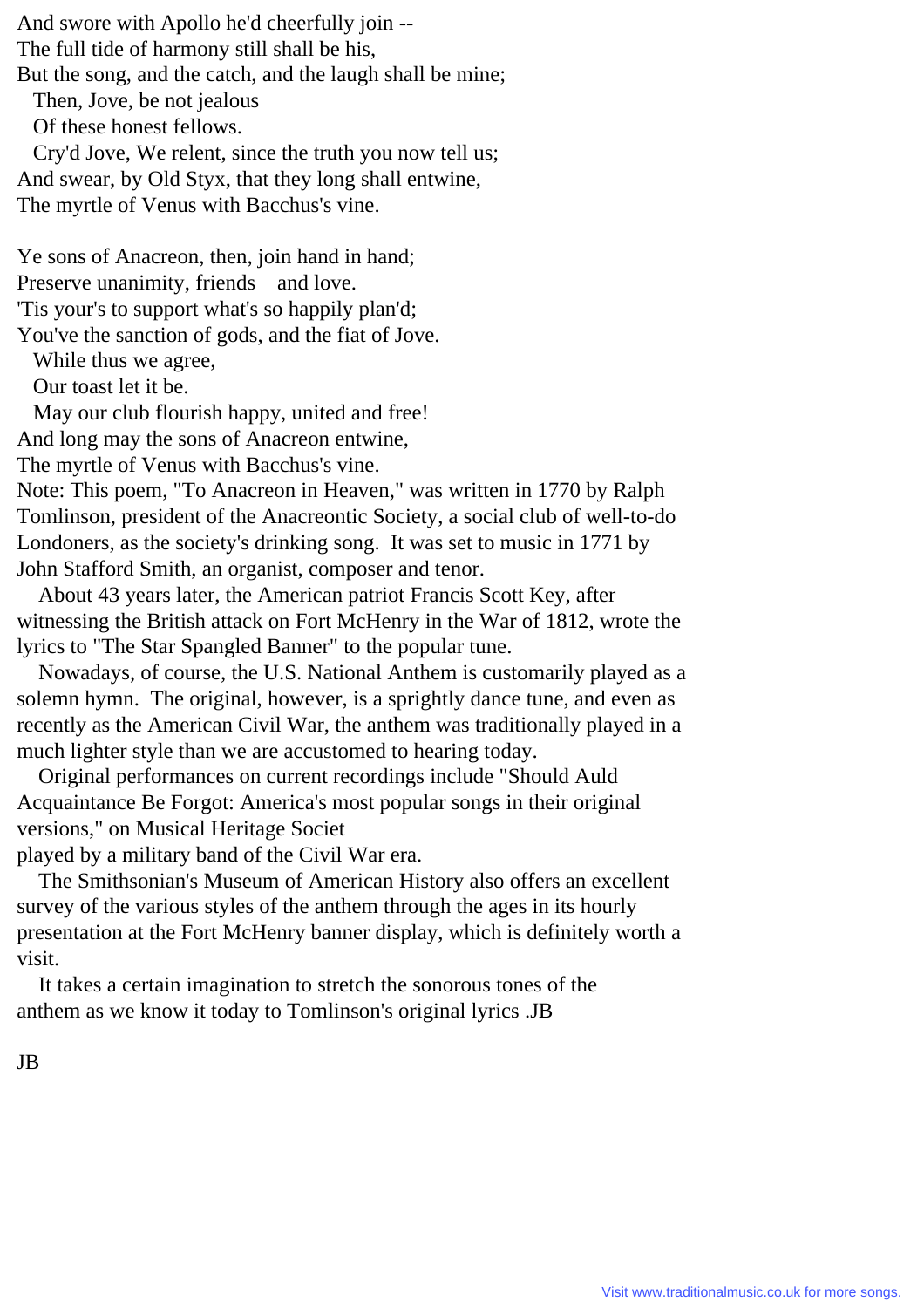And swore with Apollo he'd cheerfully join --
The full tide of harmony still shall be his,
But the song, and the catch, and the laugh shall be mine;
  Then, Jove, be not jealous
  Of these honest fellows.
  Cry'd Jove, We relent, since the truth you now tell us;
And swear, by Old Styx, that they long shall entwine,
The myrtle of Venus with Bacchus's vine.

Ye sons of Anacreon, then, join hand in hand;
Preserve unanimity, friends  and love.
'Tis your's to support what's so happily plan'd;
You've the sanction of gods, and the fiat of Jove.
  While thus we agree,
  Our toast let it be.
  May our club flourish happy, united and free!
And long may the sons of Anacreon entwine,
The myrtle of Venus with Bacchus's vine.
Note: This poem, "To Anacreon in Heaven," was written in 1770 by Ralph Tomlinson, president of the Anacreontic Society, a social club of well-to-do Londoners, as the society's drinking song. It was set to music in 1771 by John Stafford Smith, an organist, composer and tenor.

About 43 years later, the American patriot Francis Scott Key, after witnessing the British attack on Fort McHenry in the War of 1812, wrote the lyrics to "The Star Spangled Banner" to the popular tune.

Nowadays, of course, the U.S. National Anthem is customarily played as a solemn hymn. The original, however, is a sprightly dance tune, and even as recently as the American Civil War, the anthem was traditionally played in a much lighter style than we are accustomed to hearing today.

Original performances on current recordings include "Should Auld Acquaintance Be Forgot: America's most popular songs in their original versions," on Musical Heritage Societ
played by a military band of the Civil War era.

The Smithsonian's Museum of American History also offers an excellent survey of the various styles of the anthem through the ages in its hourly presentation at the Fort McHenry banner display, which is definitely worth a visit.

It takes a certain imagination to stretch the sonorous tones of the anthem as we know it today to Tomlinson's original lyrics .JB

JB